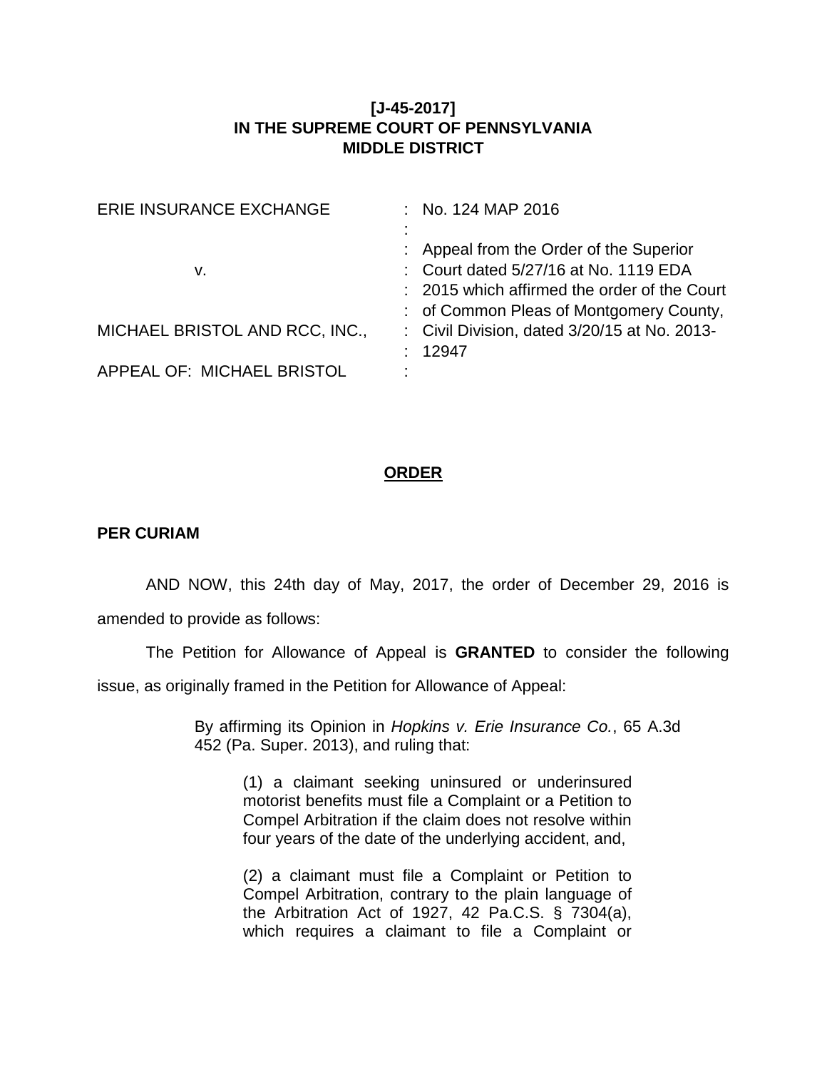**[J-45-2017]**
**IN THE SUPREME COURT OF PENNSYLVANIA**
**MIDDLE DISTRICT**

| | |
|---|---|
| ERIE INSURANCE EXCHANGE | : No. 124 MAP 2016 |
| | : |
| | : Appeal from the Order of the Superior |
| v. | : Court dated 5/27/16 at No. 1119 EDA |
| | : 2015 which affirmed the order of the Court |
| | : of Common Pleas of Montgomery County, |
| MICHAEL BRISTOL AND RCC, INC., | : Civil Division, dated 3/20/15 at No. 2013- |
| | : 12947 |
| APPEAL OF: MICHAEL BRISTOL | : |

## ORDER

**PER CURIAM**

AND NOW, this 24th day of May, 2017, the order of December 29, 2016 is amended to provide as follows:

The Petition for Allowance of Appeal is **GRANTED** to consider the following issue, as originally framed in the Petition for Allowance of Appeal:

> By affirming its Opinion in *Hopkins v. Erie Insurance Co.*, 65 A.3d 452 (Pa. Super. 2013), and ruling that:
>
> > (1) a claimant seeking uninsured or underinsured motorist benefits must file a Complaint or a Petition to Compel Arbitration if the claim does not resolve within four years of the date of the underlying accident, and,
> >
> > (2) a claimant must file a Complaint or Petition to Compel Arbitration, contrary to the plain language of the Arbitration Act of 1927, 42 Pa.C.S. § 7304(a), which requires a claimant to file a Complaint or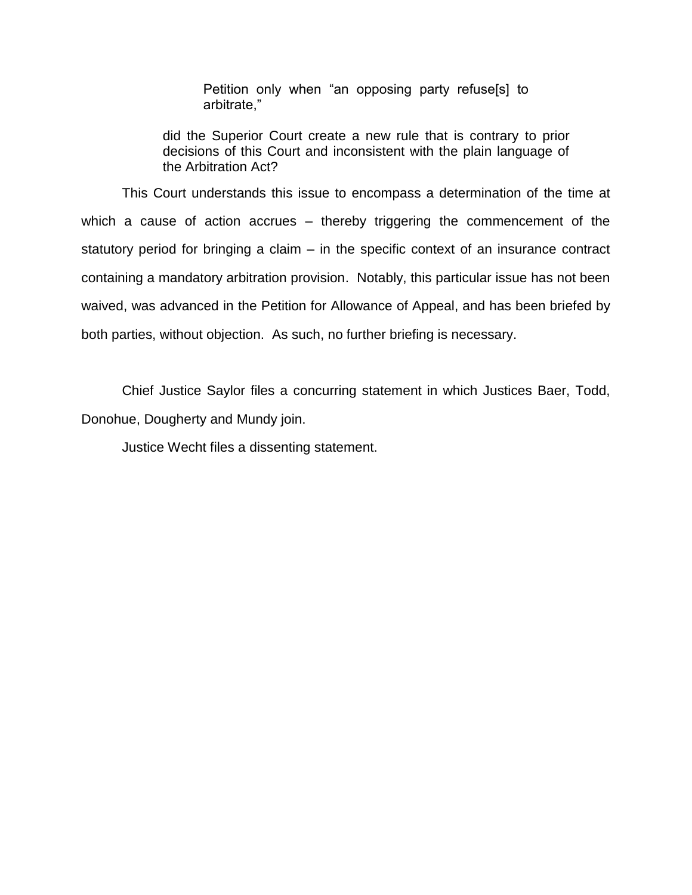> > Petition only when "an opposing party refuse[s] to arbitrate,"
>
> did the Superior Court create a new rule that is contrary to prior decisions of this Court and inconsistent with the plain language of the Arbitration Act?

This Court understands this issue to encompass a determination of the time at which a cause of action accrues – thereby triggering the commencement of the statutory period for bringing a claim – in the specific context of an insurance contract containing a mandatory arbitration provision. Notably, this particular issue has not been waived, was advanced in the Petition for Allowance of Appeal, and has been briefed by both parties, without objection. As such, no further briefing is necessary.

Chief Justice Saylor files a concurring statement in which Justices Baer, Todd, Donohue, Dougherty and Mundy join.

Justice Wecht files a dissenting statement.